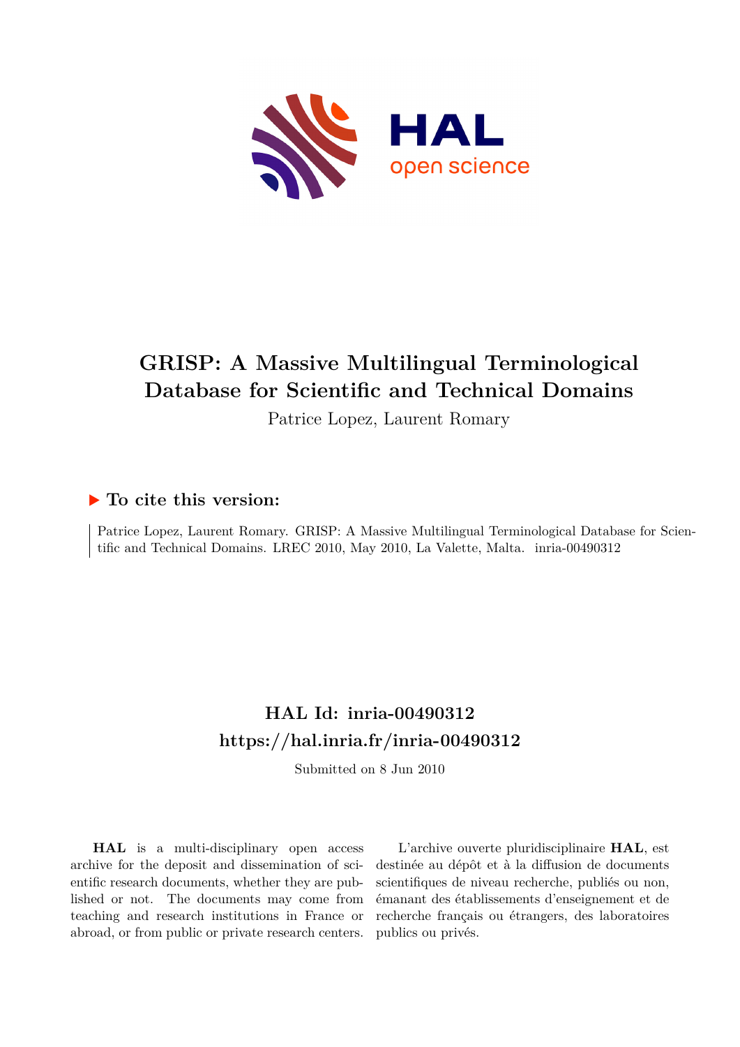# GRISP: A Massive Multilingual Terminological Database for Scientific and Technical Domains

Patrice Lopez, Laurent Romary

## ▶ To cite this version:

Patrice Lopez, Laurent Romary. GRISP: A Massive Multilingual Terminological Database for Scientific and Technical Domains. LREC 2010, May 2010, La Valette, Malta. inria-00490312

## HAL Id: inria-00490312
## https://hal.inria.fr/inria-00490312

Submitted on 8 Jun 2010

**HAL** is a multi-disciplinary open access archive for the deposit and dissemination of scientific research documents, whether they are published or not. The documents may come from teaching and research institutions in France or abroad, or from public or private research centers.

L'archive ouverte pluridisciplinaire **HAL**, est destinée au dépôt et à la diffusion de documents scientifiques de niveau recherche, publiés ou non, émanant des établissements d'enseignement et de recherche français ou étrangers, des laboratoires publics ou privés.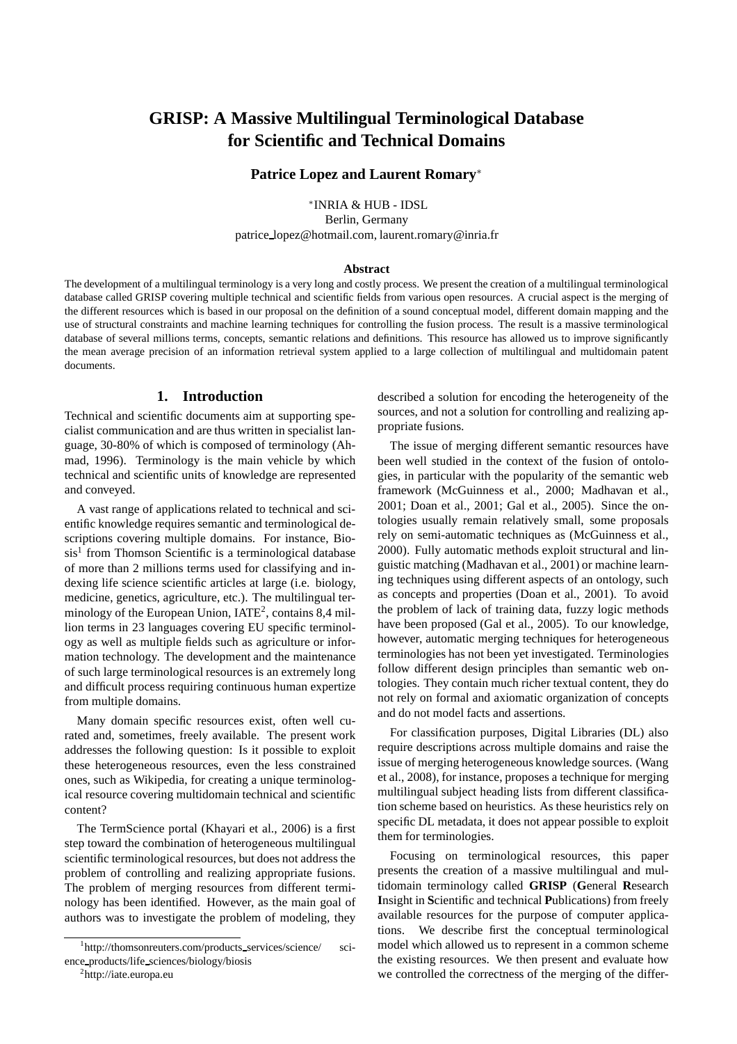# GRISP: A Massive Multilingual Terminological Database for Scientific and Technical Domains

**Patrice Lopez and Laurent Romary***

*INRIA & HUB - IDSL
Berlin, Germany
patrice_lopez@hotmail.com, laurent.romary@inria.fr

### Abstract

The development of a multilingual terminology is a very long and costly process. We present the creation of a multilingual terminological database called GRISP covering multiple technical and scientific fields from various open resources. A crucial aspect is the merging of the different resources which is based in our proposal on the definition of a sound conceptual model, different domain mapping and the use of structural constraints and machine learning techniques for controlling the fusion process. The result is a massive terminological database of several millions terms, concepts, semantic relations and definitions. This resource has allowed us to improve significantly the mean average precision of an information retrieval system applied to a large collection of multilingual and multidomain patent documents.

## 1. Introduction

Technical and scientific documents aim at supporting specialist communication and are thus written in specialist language, 30-80% of which is composed of terminology (Ahmad, 1996). Terminology is the main vehicle by which technical and scientific units of knowledge are represented and conveyed.

A vast range of applications related to technical and scientific knowledge requires semantic and terminological descriptions covering multiple domains. For instance, Biosis[1] from Thomson Scientific is a terminological database of more than 2 millions terms used for classifying and indexing life science scientific articles at large (i.e. biology, medicine, genetics, agriculture, etc.). The multilingual terminology of the European Union, IATE[2], contains 8,4 million terms in 23 languages covering EU specific terminology as well as multiple fields such as agriculture or information technology. The development and the maintenance of such large terminological resources is an extremely long and difficult process requiring continuous human expertize from multiple domains.

Many domain specific resources exist, often well curated and, sometimes, freely available. The present work addresses the following question: Is it possible to exploit these heterogeneous resources, even the less constrained ones, such as Wikipedia, for creating a unique terminological resource covering multidomain technical and scientific content?

The TermScience portal (Khayari et al., 2006) is a first step toward the combination of heterogeneous multilingual scientific terminological resources, but does not address the problem of controlling and realizing appropriate fusions. The problem of merging resources from different terminology has been identified. However, as the main goal of authors was to investigate the problem of modeling, they described a solution for encoding the heterogeneity of the sources, and not a solution for controlling and realizing appropriate fusions.

The issue of merging different semantic resources have been well studied in the context of the fusion of ontologies, in particular with the popularity of the semantic web framework (McGuinness et al., 2000; Madhavan et al., 2001; Doan et al., 2001; Gal et al., 2005). Since the ontologies usually remain relatively small, some proposals rely on semi-automatic techniques as (McGuinness et al., 2000). Fully automatic methods exploit structural and linguistic matching (Madhavan et al., 2001) or machine learning techniques using different aspects of an ontology, such as concepts and properties (Doan et al., 2001). To avoid the problem of lack of training data, fuzzy logic methods have been proposed (Gal et al., 2005). To our knowledge, however, automatic merging techniques for heterogeneous terminologies has not been yet investigated. Terminologies follow different design principles than semantic web ontologies. They contain much richer textual content, they do not rely on formal and axiomatic organization of concepts and do not model facts and assertions.

For classification purposes, Digital Libraries (DL) also require descriptions across multiple domains and raise the issue of merging heterogeneous knowledge sources. (Wang et al., 2008), for instance, proposes a technique for merging multilingual subject heading lists from different classification scheme based on heuristics. As these heuristics rely on specific DL metadata, it does not appear possible to exploit them for terminologies.

Focusing on terminological resources, this paper presents the creation of a massive multilingual and multidomain terminology called **GRISP** (**G**eneral **R**esearch **I**nsight in **S**cientific and technical **P**ublications) from freely available resources for the purpose of computer applications. We describe first the conceptual terminological model which allowed us to represent in a common scheme the existing resources. We then present and evaluate how we controlled the correctness of the merging of the differ-

[1] http://thomsonreuters.com/products_services/science/science_products/life_sciences/biology/biosis

[2] http://iate.europa.eu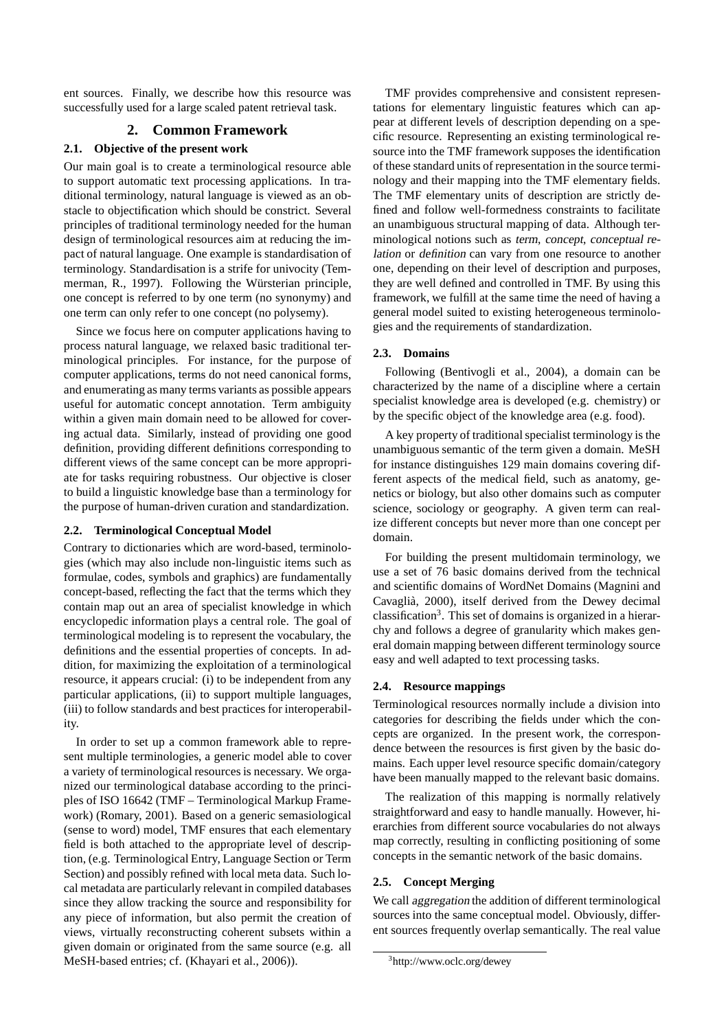ent sources. Finally, we describe how this resource was successfully used for a large scaled patent retrieval task.

## 2. Common Framework

### 2.1. Objective of the present work

Our main goal is to create a terminological resource able to support automatic text processing applications. In traditional terminology, natural language is viewed as an obstacle to objectification which should be constrict. Several principles of traditional terminology needed for the human design of terminological resources aim at reducing the impact of natural language. One example is standardisation of terminology. Standardisation is a strife for univocity (Temmerman, R., 1997). Following the Würsterian principle, one concept is referred to by one term (no synonymy) and one term can only refer to one concept (no polysemy).

Since we focus here on computer applications having to process natural language, we relaxed basic traditional terminological principles. For instance, for the purpose of computer applications, terms do not need canonical forms, and enumerating as many terms variants as possible appears useful for automatic concept annotation. Term ambiguity within a given main domain need to be allowed for covering actual data. Similarly, instead of providing one good definition, providing different definitions corresponding to different views of the same concept can be more appropriate for tasks requiring robustness. Our objective is closer to build a linguistic knowledge base than a terminology for the purpose of human-driven curation and standardization.

### 2.2. Terminological Conceptual Model

Contrary to dictionaries which are word-based, terminologies (which may also include non-linguistic items such as formulae, codes, symbols and graphics) are fundamentally concept-based, reflecting the fact that the terms which they contain map out an area of specialist knowledge in which encyclopedic information plays a central role. The goal of terminological modeling is to represent the vocabulary, the definitions and the essential properties of concepts. In addition, for maximizing the exploitation of a terminological resource, it appears crucial: (i) to be independent from any particular applications, (ii) to support multiple languages, (iii) to follow standards and best practices for interoperability.

In order to set up a common framework able to represent multiple terminologies, a generic model able to cover a variety of terminological resources is necessary. We organized our terminological database according to the principles of ISO 16642 (TMF – Terminological Markup Framework) (Romary, 2001). Based on a generic semasiological (sense to word) model, TMF ensures that each elementary field is both attached to the appropriate level of description, (e.g. Terminological Entry, Language Section or Term Section) and possibly refined with local meta data. Such local metadata are particularly relevant in compiled databases since they allow tracking the source and responsibility for any piece of information, but also permit the creation of views, virtually reconstructing coherent subsets within a given domain or originated from the same source (e.g. all MeSH-based entries; cf. (Khayari et al., 2006)).

TMF provides comprehensive and consistent representations for elementary linguistic features which can appear at different levels of description depending on a specific resource. Representing an existing terminological resource into the TMF framework supposes the identification of these standard units of representation in the source terminology and their mapping into the TMF elementary fields. The TMF elementary units of description are strictly defined and follow well-formedness constraints to facilitate an unambiguous structural mapping of data. Although terminological notions such as *term*, *concept*, *conceptual relation* or *definition* can vary from one resource to another one, depending on their level of description and purposes, they are well defined and controlled in TMF. By using this framework, we fulfill at the same time the need of having a general model suited to existing heterogeneous terminologies and the requirements of standardization.

### 2.3. Domains

Following (Bentivogli et al., 2004), a domain can be characterized by the name of a discipline where a certain specialist knowledge area is developed (e.g. chemistry) or by the specific object of the knowledge area (e.g. food).

A key property of traditional specialist terminology is the unambiguous semantic of the term given a domain. MeSH for instance distinguishes 129 main domains covering different aspects of the medical field, such as anatomy, genetics or biology, but also other domains such as computer science, sociology or geography. A given term can realize different concepts but never more than one concept per domain.

For building the present multidomain terminology, we use a set of 76 basic domains derived from the technical and scientific domains of WordNet Domains (Magnini and Cavaglià, 2000), itself derived from the Dewey decimal classification[3]. This set of domains is organized in a hierarchy and follows a degree of granularity which makes general domain mapping between different terminology source easy and well adapted to text processing tasks.

### 2.4. Resource mappings

Terminological resources normally include a division into categories for describing the fields under which the concepts are organized. In the present work, the correspondence between the resources is first given by the basic domains. Each upper level resource specific domain/category have been manually mapped to the relevant basic domains.

The realization of this mapping is normally relatively straightforward and easy to handle manually. However, hierarchies from different source vocabularies do not always map correctly, resulting in conflicting positioning of some concepts in the semantic network of the basic domains.

### 2.5. Concept Merging

We call *aggregation* the addition of different terminological sources into the same conceptual model. Obviously, different sources frequently overlap semantically. The real value

[3] http://www.oclc.org/dewey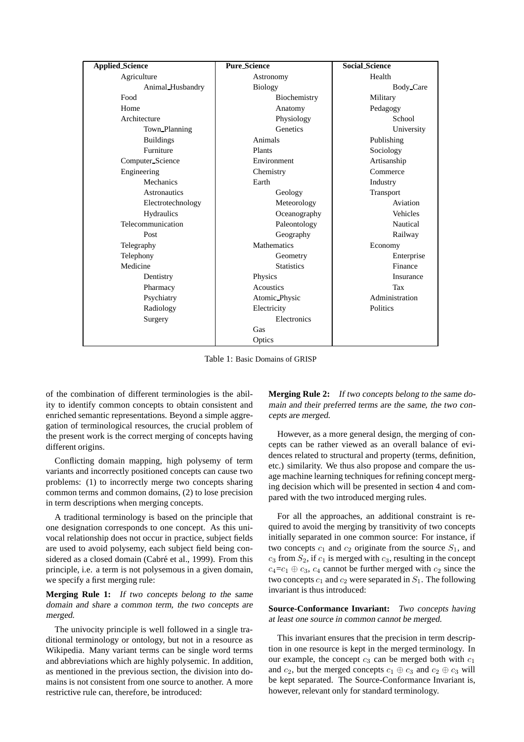| Applied_Science | Pure_Science | Social_Science |
|---|---|---|
| Agriculture | Astronomy | Health |
| Animal_Husbandry | Biology | Body_Care |
| Food | Biochemistry | Military |
| Home | Anatomy | Pedagogy |
| Architecture | Physiology | School |
| Town_Planning | Genetics | University |
| Buildings | Animals | Publishing |
| Furniture | Plants | Sociology |
| Computer_Science | Environment | Artisanship |
| Engineering | Chemistry | Commerce |
| Mechanics | Earth | Industry |
| Astronautics | Geology | Transport |
| Electrotechnology | Meteorology | Aviation |
| Hydraulics | Oceanography | Vehicles |
| Telecommunication | Paleontology | Nautical |
| Post | Geography | Railway |
| Telegraphy | Mathematics | Economy |
| Telephony | Geometry | Enterprise |
| Medicine | Statistics | Finance |
| Dentistry | Physics | Insurance |
| Pharmacy | Acoustics | Tax |
| Psychiatry | Atomic_Physic | Administration |
| Radiology | Electricity | Politics |
| Surgery | Electronics | |
| | Gas | |
| | Optics | |

Table 1: Basic Domains of GRISP

of the combination of different terminologies is the ability to identify common concepts to obtain consistent and enriched semantic representations. Beyond a simple aggregation of terminological resources, the crucial problem of the present work is the correct merging of concepts having different origins.

Conflicting domain mapping, high polysemy of term variants and incorrectly positioned concepts can cause two problems: (1) to incorrectly merge two concepts sharing common terms and common domains, (2) to lose precision in term descriptions when merging concepts.

A traditional terminology is based on the principle that one designation corresponds to one concept. As this univocal relationship does not occur in practice, subject fields are used to avoid polysemy, each subject field being considered as a closed domain (Cabré et al., 1999). From this principle, i.e. a term is not polysemous in a given domain, we specify a first merging rule:

**Merging Rule 1:** *If two concepts belong to the same domain and share a common term, the two concepts are merged.*

The univocity principle is well followed in a single traditional terminology or ontology, but not in a resource as Wikipedia. Many variant terms can be single word terms and abbreviations which are highly polysemic. In addition, as mentioned in the previous section, the division into domains is not consistent from one source to another. A more restrictive rule can, therefore, be introduced:

**Merging Rule 2:** *If two concepts belong to the same domain and their preferred terms are the same, the two concepts are merged.*

However, as a more general design, the merging of concepts can be rather viewed as an overall balance of evidences related to structural and property (terms, definition, etc.) similarity. We thus also propose and compare the usage machine learning techniques for refining concept merging decision which will be presented in section 4 and compared with the two introduced merging rules.

For all the approaches, an additional constraint is required to avoid the merging by transitivity of two concepts initially separated in one common source: For instance, if two concepts $c_1$ and $c_2$ originate from the source $S_1$, and $c_3$ from $S_2$, if $c_1$ is merged with $c_3$, resulting in the concept $c_4$=$c_1 \oplus c_3$, $c_4$ cannot be further merged with $c_2$ since the two concepts $c_1$ and $c_2$ were separated in $S_1$. The following invariant is thus introduced:

**Source-Conformance Invariant:** *Two concepts having at least one source in common cannot be merged.*

This invariant ensures that the precision in term description in one resource is kept in the merged terminology. In our example, the concept $c_3$ can be merged both with $c_1$ and $c_2$, but the merged concepts $c_1 \oplus c_3$ and $c_2 \oplus c_3$ will be kept separated. The Source-Conformance Invariant is, however, relevant only for standard terminology.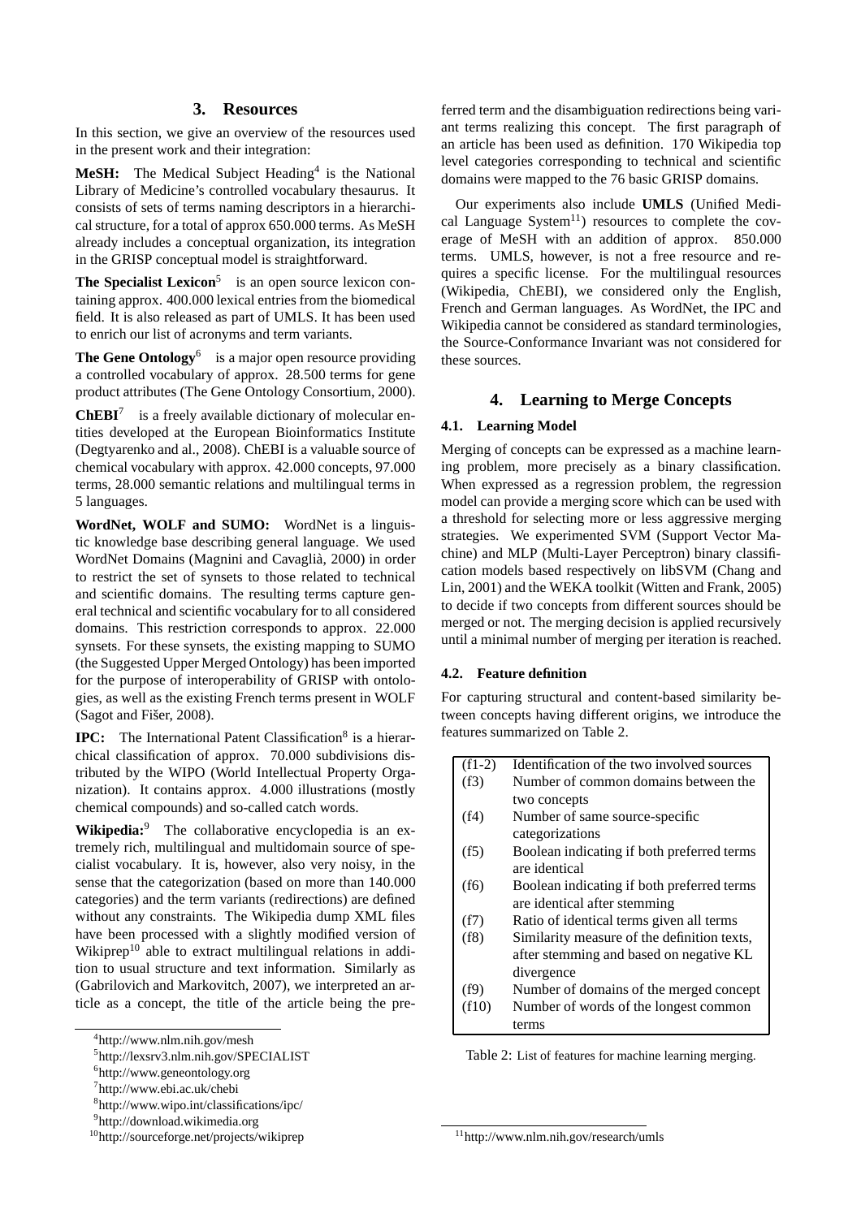## 3. Resources

In this section, we give an overview of the resources used in the present work and their integration:

**MeSH:** The Medical Subject Heading[4] is the National Library of Medicine's controlled vocabulary thesaurus. It consists of sets of terms naming descriptors in a hierarchical structure, for a total of approx 650.000 terms. As MeSH already includes a conceptual organization, its integration in the GRISP conceptual model is straightforward.

**The Specialist Lexicon**[5] is an open source lexicon containing approx. 400.000 lexical entries from the biomedical field. It is also released as part of UMLS. It has been used to enrich our list of acronyms and term variants.

**The Gene Ontology**[6] is a major open resource providing a controlled vocabulary of approx. 28.500 terms for gene product attributes (The Gene Ontology Consortium, 2000).

**ChEBI**[7] is a freely available dictionary of molecular entities developed at the European Bioinformatics Institute (Degtyarenko and al., 2008). ChEBI is a valuable source of chemical vocabulary with approx. 42.000 concepts, 97.000 terms, 28.000 semantic relations and multilingual terms in 5 languages.

**WordNet, WOLF and SUMO:** WordNet is a linguistic knowledge base describing general language. We used WordNet Domains (Magnini and Cavaglià, 2000) in order to restrict the set of synsets to those related to technical and scientific domains. The resulting terms capture general technical and scientific vocabulary for to all considered domains. This restriction corresponds to approx. 22.000 synsets. For these synsets, the existing mapping to SUMO (the Suggested Upper Merged Ontology) has been imported for the purpose of interoperability of GRISP with ontologies, as well as the existing French terms present in WOLF (Sagot and Fišer, 2008).

**IPC:** The International Patent Classification[8] is a hierarchical classification of approx. 70.000 subdivisions distributed by the WIPO (World Intellectual Property Organization). It contains approx. 4.000 illustrations (mostly chemical compounds) and so-called catch words.

**Wikipedia:**[9] The collaborative encyclopedia is an extremely rich, multilingual and multidomain source of specialist vocabulary. It is, however, also very noisy, in the sense that the categorization (based on more than 140.000 categories) and the term variants (redirections) are defined without any constraints. The Wikipedia dump XML files have been processed with a slightly modified version of Wikiprep[10] able to extract multilingual relations in addition to usual structure and text information. Similarly as (Gabrilovich and Markovitch, 2007), we interpreted an article as a concept, the title of the article being the preferred term and the disambiguation redirections being variant terms realizing this concept. The first paragraph of an article has been used as definition. 170 Wikipedia top level categories corresponding to technical and scientific domains were mapped to the 76 basic GRISP domains.

Our experiments also include **UMLS** (Unified Medical Language System[11]) resources to complete the coverage of MeSH with an addition of approx. 850.000 terms. UMLS, however, is not a free resource and requires a specific license. For the multilingual resources (Wikipedia, ChEBI), we considered only the English, French and German languages. As WordNet, the IPC and Wikipedia cannot be considered as standard terminologies, the Source-Conformance Invariant was not considered for these sources.

## 4. Learning to Merge Concepts

### 4.1. Learning Model

Merging of concepts can be expressed as a machine learning problem, more precisely as a binary classification. When expressed as a regression problem, the regression model can provide a merging score which can be used with a threshold for selecting more or less aggressive merging strategies. We experimented SVM (Support Vector Machine) and MLP (Multi-Layer Perceptron) binary classification models based respectively on libSVM (Chang and Lin, 2001) and the WEKA toolkit (Witten and Frank, 2005) to decide if two concepts from different sources should be merged or not. The merging decision is applied recursively until a minimal number of merging per iteration is reached.

### 4.2. Feature definition

For capturing structural and content-based similarity between concepts having different origins, we introduce the features summarized on Table 2.

| | |
|---|---|
| (f1-2) | Identification of the two involved sources |
| (f3) | Number of common domains between the two concepts |
| (f4) | Number of same source-specific categorizations |
| (f5) | Boolean indicating if both preferred terms are identical |
| (f6) | Boolean indicating if both preferred terms are identical after stemming |
| (f7) | Ratio of identical terms given all terms |
| (f8) | Similarity measure of the definition texts, after stemming and based on negative KL divergence |
| (f9) | Number of domains of the merged concept |
| (f10) | Number of words of the longest common terms |

Table 2: List of features for machine learning merging.

[4] http://www.nlm.nih.gov/mesh
[5] http://lexsrv3.nlm.nih.gov/SPECIALIST
[6] http://www.geneontology.org
[7] http://www.ebi.ac.uk/chebi
[8] http://www.wipo.int/classifications/ipc/
[9] http://download.wikimedia.org
[10] http://sourceforge.net/projects/wikiprep
[11] http://www.nlm.nih.gov/research/umls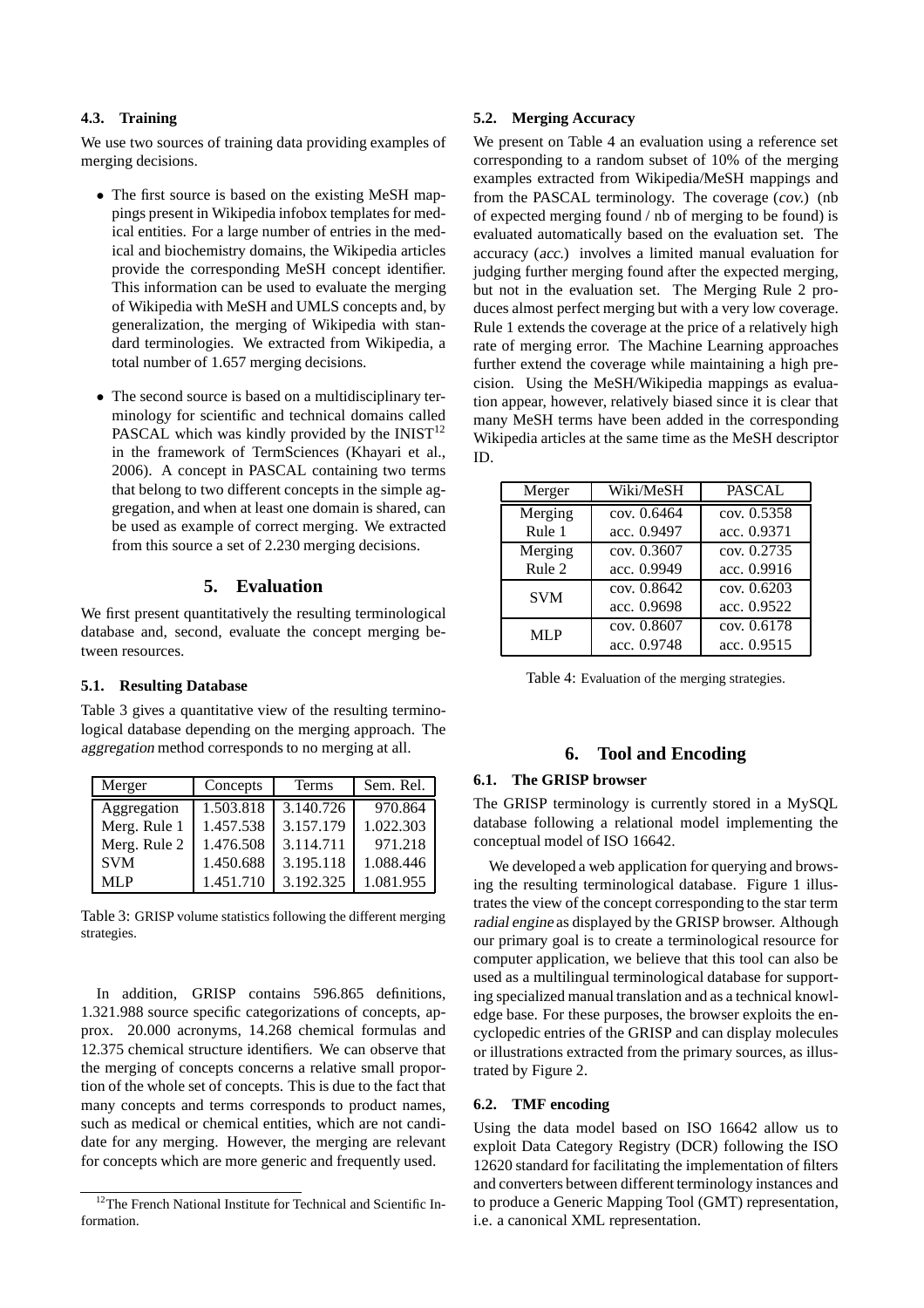### 4.3. Training

We use two sources of training data providing examples of merging decisions.

- The first source is based on the existing MeSH mappings present in Wikipedia infobox templates for medical entities. For a large number of entries in the medical and biochemistry domains, the Wikipedia articles provide the corresponding MeSH concept identifier. This information can be used to evaluate the merging of Wikipedia with MeSH and UMLS concepts and, by generalization, the merging of Wikipedia with standard terminologies. We extracted from Wikipedia, a total number of 1.657 merging decisions.
- The second source is based on a multidisciplinary terminology for scientific and technical domains called PASCAL which was kindly provided by the INIST[12] in the framework of TermSciences (Khayari et al., 2006). A concept in PASCAL containing two terms that belong to two different concepts in the simple aggregation, and when at least one domain is shared, can be used as example of correct merging. We extracted from this source a set of 2.230 merging decisions.

## 5. Evaluation

We first present quantitatively the resulting terminological database and, second, evaluate the concept merging between resources.

### 5.1. Resulting Database

Table 3 gives a quantitative view of the resulting terminological database depending on the merging approach. The *aggregation* method corresponds to no merging at all.

| Merger | Concepts | Terms | Sem. Rel. |
|---|---|---|---|
| Aggregation | 1.503.818 | 3.140.726 | 970.864 |
| Merg. Rule 1 | 1.457.538 | 3.157.179 | 1.022.303 |
| Merg. Rule 2 | 1.476.508 | 3.114.711 | 971.218 |
| SVM | 1.450.688 | 3.195.118 | 1.088.446 |
| MLP | 1.451.710 | 3.192.325 | 1.081.955 |

Table 3: GRISP volume statistics following the different merging strategies.

In addition, GRISP contains 596.865 definitions, 1.321.988 source specific categorizations of concepts, approx. 20.000 acronyms, 14.268 chemical formulas and 12.375 chemical structure identifiers. We can observe that the merging of concepts concerns a relative small proportion of the whole set of concepts. This is due to the fact that many concepts and terms corresponds to product names, such as medical or chemical entities, which are not candidate for any merging. However, the merging are relevant for concepts which are more generic and frequently used.

[12] The French National Institute for Technical and Scientific Information.

### 5.2. Merging Accuracy

We present on Table 4 an evaluation using a reference set corresponding to a random subset of 10% of the merging examples extracted from Wikipedia/MeSH mappings and from the PASCAL terminology. The coverage (*cov.*) (nb of expected merging found / nb of merging to be found) is evaluated automatically based on the evaluation set. The accuracy (*acc.*) involves a limited manual evaluation for judging further merging found after the expected merging, but not in the evaluation set. The Merging Rule 2 produces almost perfect merging but with a very low coverage. Rule 1 extends the coverage at the price of a relatively high rate of merging error. The Machine Learning approaches further extend the coverage while maintaining a high precision. Using the MeSH/Wikipedia mappings as evaluation appear, however, relatively biased since it is clear that many MeSH terms have been added in the corresponding Wikipedia articles at the same time as the MeSH descriptor ID.

| Merger | Wiki/MeSH | PASCAL |
|---|---|---|
| Merging Rule 1 | cov. 0.6464<br>acc. 0.9497 | cov. 0.5358<br>acc. 0.9371 |
| Merging Rule 2 | cov. 0.3607<br>acc. 0.9949 | cov. 0.2735<br>acc. 0.9916 |
| SVM | cov. 0.8642<br>acc. 0.9698 | cov. 0.6203<br>acc. 0.9522 |
| MLP | cov. 0.8607<br>acc. 0.9748 | cov. 0.6178<br>acc. 0.9515 |

Table 4: Evaluation of the merging strategies.

## 6. Tool and Encoding

### 6.1. The GRISP browser

The GRISP terminology is currently stored in a MySQL database following a relational model implementing the conceptual model of ISO 16642.

We developed a web application for querying and browsing the resulting terminological database. Figure 1 illustrates the view of the concept corresponding to the star term *radial engine* as displayed by the GRISP browser. Although our primary goal is to create a terminological resource for computer application, we believe that this tool can also be used as a multilingual terminological database for supporting specialized manual translation and as a technical knowledge base. For these purposes, the browser exploits the encyclopedic entries of the GRISP and can display molecules or illustrations extracted from the primary sources, as illustrated by Figure 2.

### 6.2. TMF encoding

Using the data model based on ISO 16642 allow us to exploit Data Category Registry (DCR) following the ISO 12620 standard for facilitating the implementation of filters and converters between different terminology instances and to produce a Generic Mapping Tool (GMT) representation, i.e. a canonical XML representation.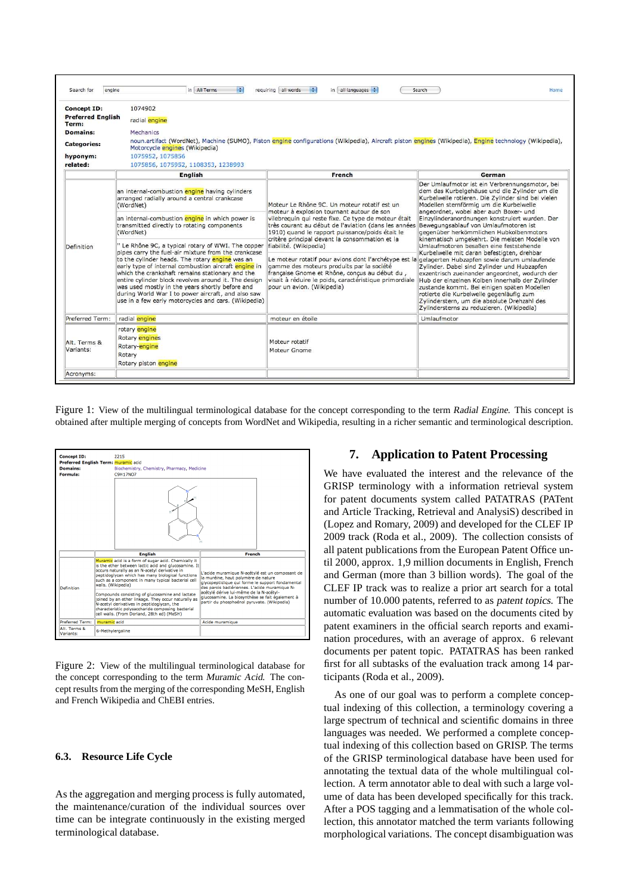| Search for | engine | in All Terms | requiring all words | in all languages | Search | Home |
|---|---|---|---|---|---|---|

**Concept ID:** 1074902
**Preferred English Term:** radial engine
**Domains:** Mechanics
**Categories:** noun.artifact (WordNet), Machine (SUMO), Piston engine configurations (Wikipedia), Aircraft piston engines (Wikipedia), Engine technology (Wikipedia), Motorcycle engines (Wikipedia)
**hyponym:** 1075952, 1075856
**related:** 1075856, 1075952, 1108353, 1238993

| | English | French | German |
|---|---|---|---|
| Definition | an internal-combustion engine having cylinders arranged radially around a central crankcase (WordNet)<br>an internal-combustion engine in which power is transmitted directly to rotating components (WordNet)<br>" Le Rhône 9C, a typical rotary of WWI. The copper pipes carry the fuel-air mixture from the crankcase to the cylinder heads. The rotary engine was an early type of internal combustion aircraft engine in which the crankshaft remains stationary and the entire cylinder block revolves around it. The design was used mostly in the years shortly before and during World War I to power aircraft, and also saw use in a few early motorcycles and cars. (Wikipedia) | Moteur Le Rhône 9C. Un moteur rotatif est un moteur à explosion tournant autour de son vilebrequin qui reste fixe. Ce type de moteur était très courant au début de l'aviation (dans les années 1910) quand le rapport puissance/poids était le critère principal devant la consommation et la fiabilité. (Wikipedia)<br>Le moteur rotatif pour avions dont l'archétype est la gamme des moteurs produits par la société française Gnome et Rhône, conçus au début du , visait à réduire le poids, caractéristique primordiale pour un avion. (Wikipedia) | Der Umlaufmotor ist ein Verbrennungsmotor, bei dem das Kurbelgehäuse und die Zylinder um die Kurbelwelle rotieren. Die Zylinder sind bei vielen Modellen sternförmig um die Kurbelwelle angeordnet, wobei aber auch Boxer- und Einzylinderanordnungen konstruiert wurden. Der Bewegungsablauf von Umlaufmotoren ist gegenüber herkömmlichen Hubkolbenmotors kinematisch umgekehrt. Die meisten Modelle von Umlaufmotoren besaßen eine feststehende Kurbelwelle mit daran befestigten, drehbar gelagerten Hubzapfen sowie darum umlaufende Zylinder. Dabei sind Zylinder und Hubzapfen exzentrisch zueinander angeordnet, wodurch der Hub der einzelnen Kolben innerhalb der Zylinder zustande kommt. Bei einigen späten Modellen rotierte die Kurbelwelle gegenläufig zum Zylinderstern, um die absolute Drehzahl des Zylindersterns zu reduzieren. (Wikipedia) |
| Preferred Term: | radial engine | moteur en étoile | Umlaufmotor |
| Alt. Terms & Variants: | rotary engine<br>Rotary engines<br>Rotary-engine<br>Rotary<br>Rotary piston engine | Moteur rotatif<br>Moteur Gnome | |
| Acronyms: | | | |

Figure 1: View of the multilingual terminological database for the concept corresponding to the term *Radial Engine*. This concept is obtained after multiple merging of concepts from WordNet and Wikipedia, resulting in a richer semantic and terminological description.

**Concept ID:** 2215
**Preferred English Term:** muramic acid
**Domains:** Biochemistry, Chemistry, Pharmacy, Medicine
**Formula:** C9H17NO7

| | English | French |
|---|---|---|
| Definition | Muramic acid is a form of sugar acid. Chemically it is the ether between lactic acid and glucosamine. It occurs naturally as an N-acetyl derivative in peptidoglycan which has many biological functions such as a component in many typical bacterial cell walls. (Wikipedia)<br>Compounds consisting of glucosamine and lactate joined by an ether linkage. They occur naturally as N-acetyl derivatives in peptidoglycan, the characteristic polysaccharide composing bacterial cell walls. (From Dorland, 28th ed) (MeSH) | L'acide muramique N-acétylé est un composant de la muréine, haut polymère de nature glycopeptidique qui forme le support fondamental des parois bactériennes. L'acide muramique N-acétylé dérive lui-même de la N-acétyl-glucosamine. La biosynthèse se fait également à partir du phosphoénol pyruvate. (Wikipedia) |
| Preferred Term: | muramic acid | Acide muramique |
| Alt. Terms & Variants: | 6-Methylergoline | |

Figure 2: View of the multilingual terminological database for the concept corresponding to the term *Muramic Acid*. The concept results from the merging of the corresponding MeSH, English and French Wikipedia and ChEBI entries.

### 6.3. Resource Life Cycle

As the aggregation and merging process is fully automated, the maintenance/curation of the individual sources over time can be integrate continuously in the existing merged terminological database.

## 7. Application to Patent Processing

We have evaluated the interest and the relevance of the GRISP terminology with a information retrieval system for patent documents system called PATATRAS (PATent and Article Tracking, Retrieval and AnalysiS) described in (Lopez and Romary, 2009) and developed for the CLEF IP 2009 track (Roda et al., 2009). The collection consists of all patent publications from the European Patent Office until 2000, approx. 1,9 million documents in English, French and German (more than 3 billion words). The goal of the CLEF IP track was to realize a prior art search for a total number of 10.000 patents, referred to as *patent topics*. The automatic evaluation was based on the documents cited by patent examiners in the official search reports and examination procedures, with an average of approx. 6 relevant documents per patent topic. PATATRAS has been ranked first for all subtasks of the evaluation track among 14 participants (Roda et al., 2009).

As one of our goal was to perform a complete conceptual indexing of this collection, a terminology covering a large spectrum of technical and scientific domains in three languages was needed. We performed a complete conceptual indexing of this collection based on GRISP. The terms of the GRISP terminological database have been used for annotating the textual data of the whole multilingual collection. A term annotator able to deal with such a large volume of data has been developed specifically for this track. After a POS tagging and a lemmatisation of the whole collection, this annotator matched the term variants following morphological variations. The concept disambiguation was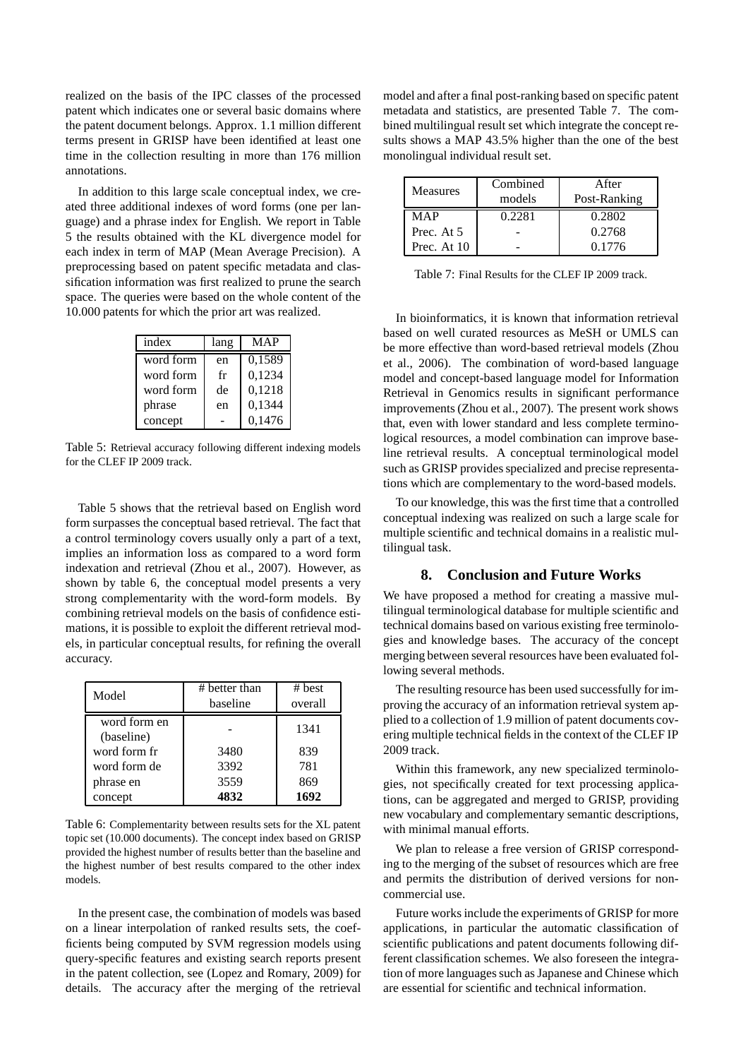realized on the basis of the IPC classes of the processed patent which indicates one or several basic domains where the patent document belongs. Approx. 1.1 million different terms present in GRISP have been identified at least one time in the collection resulting in more than 176 million annotations.

In addition to this large scale conceptual index, we created three additional indexes of word forms (one per language) and a phrase index for English. We report in Table 5 the results obtained with the KL divergence model for each index in term of MAP (Mean Average Precision). A preprocessing based on patent specific metadata and classification information was first realized to prune the search space. The queries were based on the whole content of the 10.000 patents for which the prior art was realized.

| index | lang | MAP |
|---|---|---|
| word form | en | 0,1589 |
| word form | fr | 0,1234 |
| word form | de | 0,1218 |
| phrase | en | 0,1344 |
| concept | - | 0,1476 |

Table 5: Retrieval accuracy following different indexing models for the CLEF IP 2009 track.

Table 5 shows that the retrieval based on English word form surpasses the conceptual based retrieval. The fact that a control terminology covers usually only a part of a text, implies an information loss as compared to a word form indexation and retrieval (Zhou et al., 2007). However, as shown by table 6, the conceptual model presents a very strong complementarity with the word-form models. By combining retrieval models on the basis of confidence estimations, it is possible to exploit the different retrieval models, in particular conceptual results, for refining the overall accuracy.

| Model | # better than baseline | # best overall |
|---|---|---|
| word form en (baseline) | - | 1341 |
| word form fr | 3480 | 839 |
| word form de | 3392 | 781 |
| phrase en | 3559 | 869 |
| concept | **4832** | **1692** |

Table 6: Complementarity between results sets for the XL patent topic set (10.000 documents). The concept index based on GRISP provided the highest number of results better than the baseline and the highest number of best results compared to the other index models.

In the present case, the combination of models was based on a linear interpolation of ranked results sets, the coefficients being computed by SVM regression models using query-specific features and existing search reports present in the patent collection, see (Lopez and Romary, 2009) for details. The accuracy after the merging of the retrieval model and after a final post-ranking based on specific patent metadata and statistics, are presented Table 7. The combined multilingual result set which integrate the concept results shows a MAP 43.5% higher than the one of the best monolingual individual result set.

| Measures | Combined models | After Post-Ranking |
|---|---|---|
| MAP | 0.2281 | 0.2802 |
| Prec. At 5 | - | 0.2768 |
| Prec. At 10 | - | 0.1776 |

Table 7: Final Results for the CLEF IP 2009 track.

In bioinformatics, it is known that information retrieval based on well curated resources as MeSH or UMLS can be more effective than word-based retrieval models (Zhou et al., 2006). The combination of word-based language model and concept-based language model for Information Retrieval in Genomics results in significant performance improvements (Zhou et al., 2007). The present work shows that, even with lower standard and less complete terminological resources, a model combination can improve baseline retrieval results. A conceptual terminological model such as GRISP provides specialized and precise representations which are complementary to the word-based models.

To our knowledge, this was the first time that a controlled conceptual indexing was realized on such a large scale for multiple scientific and technical domains in a realistic multilingual task.

## 8. Conclusion and Future Works

We have proposed a method for creating a massive multilingual terminological database for multiple scientific and technical domains based on various existing free terminologies and knowledge bases. The accuracy of the concept merging between several resources have been evaluated following several methods.

The resulting resource has been used successfully for improving the accuracy of an information retrieval system applied to a collection of 1.9 million of patent documents covering multiple technical fields in the context of the CLEF IP 2009 track.

Within this framework, any new specialized terminologies, not specifically created for text processing applications, can be aggregated and merged to GRISP, providing new vocabulary and complementary semantic descriptions, with minimal manual efforts.

We plan to release a free version of GRISP corresponding to the merging of the subset of resources which are free and permits the distribution of derived versions for non-commercial use.

Future works include the experiments of GRISP for more applications, in particular the automatic classification of scientific publications and patent documents following different classification schemes. We also foreseen the integration of more languages such as Japanese and Chinese which are essential for scientific and technical information.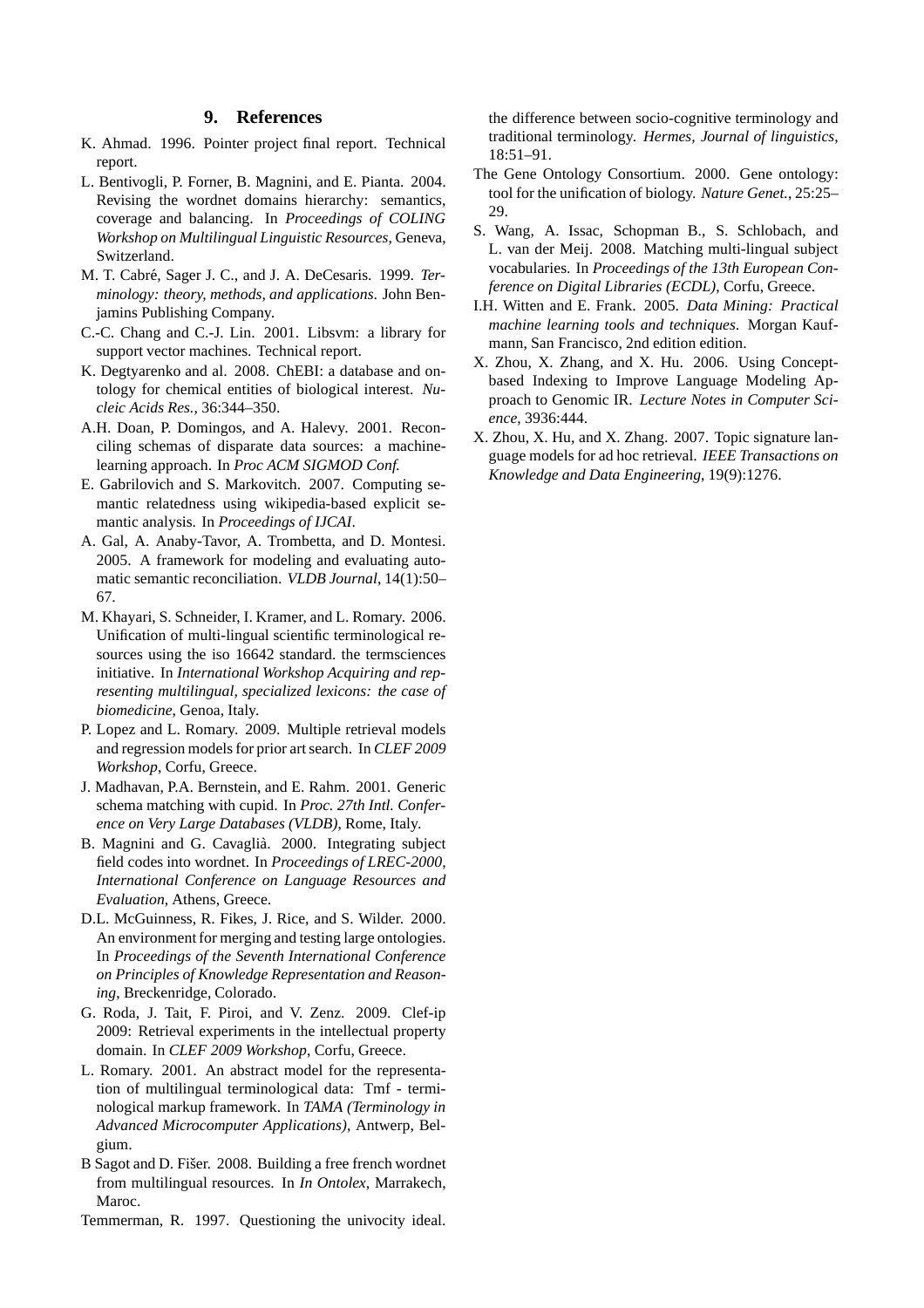## 9. References

K. Ahmad. 1996. Pointer project final report. Technical report.

L. Bentivogli, P. Forner, B. Magnini, and E. Pianta. 2004. Revising the wordnet domains hierarchy: semantics, coverage and balancing. In *Proceedings of COLING Workshop on Multilingual Linguistic Resources*, Geneva, Switzerland.

M. T. Cabré, Sager J. C., and J. A. DeCesaris. 1999. *Terminology: theory, methods, and applications*. John Benjamins Publishing Company.

C.-C. Chang and C.-J. Lin. 2001. Libsvm: a library for support vector machines. Technical report.

K. Degtyarenko and al. 2008. ChEBI: a database and ontology for chemical entities of biological interest. *Nucleic Acids Res.*, 36:344–350.

A.H. Doan, P. Domingos, and A. Halevy. 2001. Reconciling schemas of disparate data sources: a machine-learning approach. In *Proc ACM SIGMOD Conf.*

E. Gabrilovich and S. Markovitch. 2007. Computing semantic relatedness using wikipedia-based explicit semantic analysis. In *Proceedings of IJCAI*.

A. Gal, A. Anaby-Tavor, A. Trombetta, and D. Montesi. 2005. A framework for modeling and evaluating automatic semantic reconciliation. *VLDB Journal*, 14(1):50–67.

M. Khayari, S. Schneider, I. Kramer, and L. Romary. 2006. Unification of multi-lingual scientific terminological resources using the iso 16642 standard. the termsciences initiative. In *International Workshop Acquiring and representing multilingual, specialized lexicons: the case of biomedicine*, Genoa, Italy.

P. Lopez and L. Romary. 2009. Multiple retrieval models and regression models for prior art search. In *CLEF 2009 Workshop*, Corfu, Greece.

J. Madhavan, P.A. Bernstein, and E. Rahm. 2001. Generic schema matching with cupid. In *Proc. 27th Intl. Conference on Very Large Databases (VLDB)*, Rome, Italy.

B. Magnini and G. Cavaglià. 2000. Integrating subject field codes into wordnet. In *Proceedings of LREC-2000, International Conference on Language Resources and Evaluation*, Athens, Greece.

D.L. McGuinness, R. Fikes, J. Rice, and S. Wilder. 2000. An environment for merging and testing large ontologies. In *Proceedings of the Seventh International Conference on Principles of Knowledge Representation and Reasoning*, Breckenridge, Colorado.

G. Roda, J. Tait, F. Piroi, and V. Zenz. 2009. Clef-ip 2009: Retrieval experiments in the intellectual property domain. In *CLEF 2009 Workshop*, Corfu, Greece.

L. Romary. 2001. An abstract model for the representation of multilingual terminological data: Tmf - terminological markup framework. In *TAMA (Terminology in Advanced Microcomputer Applications)*, Antwerp, Belgium.

B Sagot and D. Fišer. 2008. Building a free french wordnet from multilingual resources. In *In Ontolex*, Marrakech, Maroc.

Temmerman, R. 1997. Questioning the univocity ideal. the difference between socio-cognitive terminology and traditional terminology. *Hermes, Journal of linguistics*, 18:51–91.

The Gene Ontology Consortium. 2000. Gene ontology: tool for the unification of biology. *Nature Genet.*, 25:25–29.

S. Wang, A. Issac, Schopman B., S. Schlobach, and L. van der Meij. 2008. Matching multi-lingual subject vocabularies. In *Proceedings of the 13th European Conference on Digital Libraries (ECDL)*, Corfu, Greece.

I.H. Witten and E. Frank. 2005. *Data Mining: Practical machine learning tools and techniques*. Morgan Kaufmann, San Francisco, 2nd edition edition.

X. Zhou, X. Zhang, and X. Hu. 2006. Using Concept-based Indexing to Improve Language Modeling Approach to Genomic IR. *Lecture Notes in Computer Science*, 3936:444.

X. Zhou, X. Hu, and X. Zhang. 2007. Topic signature language models for ad hoc retrieval. *IEEE Transactions on Knowledge and Data Engineering*, 19(9):1276.